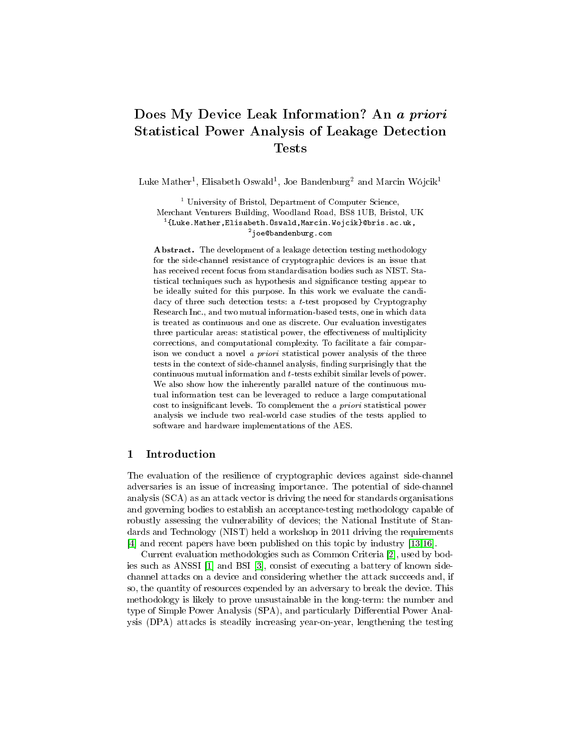# Does My Device Leak Information? An *a priori* Statistical Power Analysis of Leakage Detection Tests

Luke Mather[1], Elisabeth Oswald[1], Joe Bandenburg[2] and Marcin Wójcik[1]

[1] University of Bristol, Department of Computer Science,
Merchant Venturers Building, Woodland Road, BS8 1UB, Bristol, UK
[1]{Luke.Mather,Elisabeth.Oswald,Marcin.Wojcik}@bris.ac.uk,
[2]joe@bandenburg.com

**Abstract.** The development of a leakage detection testing methodology for the side-channel resistance of cryptographic devices is an issue that has received recent focus from standardisation bodies such as NIST. Statistical techniques such as hypothesis and significance testing appear to be ideally suited for this purpose. In this work we evaluate the candidacy of three such detection tests: a *t*-test proposed by Cryptography Research Inc., and two mutual information-based tests, one in which data is treated as continuous and one as discrete. Our evaluation investigates three particular areas: statistical power, the effectiveness of multiplicity corrections, and computational complexity. To facilitate a fair comparison we conduct a novel *a priori* statistical power analysis of the three tests in the context of side-channel analysis, finding surprisingly that the continuous mutual information and *t*-tests exhibit similar levels of power. We also show how the inherently parallel nature of the continuous mutual information test can be leveraged to reduce a large computational cost to insignificant levels. To complement the *a priori* statistical power analysis we include two real-world case studies of the tests applied to software and hardware implementations of the AES.

## 1 Introduction

The evaluation of the resilience of cryptographic devices against side-channel adversaries is an issue of increasing importance. The potential of side-channel analysis (SCA) as an attack vector is driving the need for standards organisations and governing bodies to establish an acceptance-testing methodology capable of robustly assessing the vulnerability of devices; the National Institute of Standards and Technology (NIST) held a workshop in 2011 driving the requirements [4] and recent papers have been published on this topic by industry [13,16].

Current evaluation methodologies such as Common Criteria [2], used by bodies such as ANSSI [1] and BSI [3], consist of executing a battery of known side-channel attacks on a device and considering whether the attack succeeds and, if so, the quantity of resources expended by an adversary to break the device. This methodology is likely to prove unsustainable in the long-term: the number and type of Simple Power Analysis (SPA), and particularly Differential Power Analysis (DPA) attacks is steadily increasing year-on-year, lengthening the testing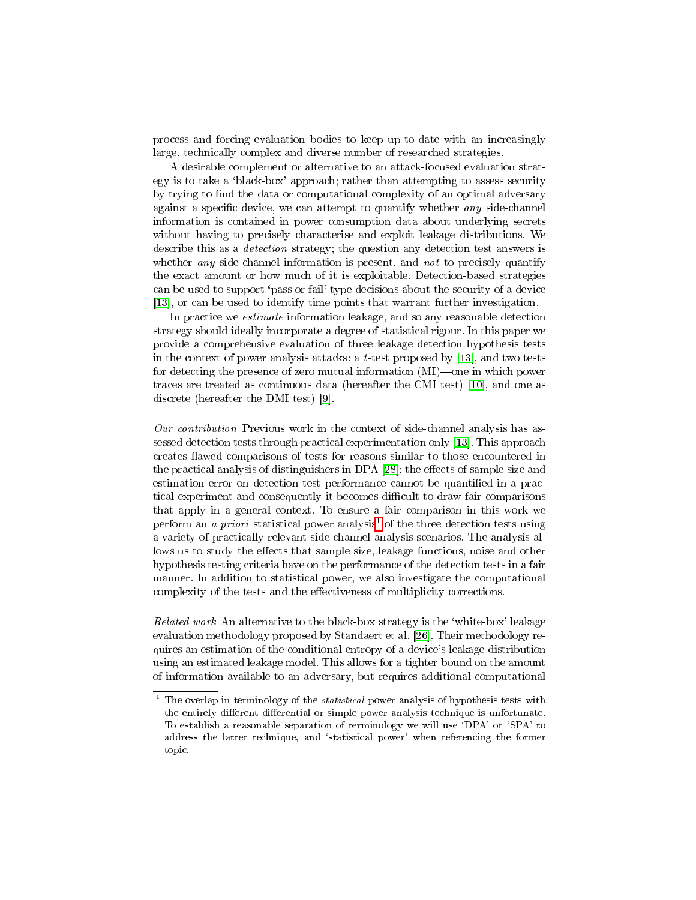process and forcing evaluation bodies to keep up-to-date with an increasingly large, technically complex and diverse number of researched strategies.

A desirable complement or alternative to an attack-focused evaluation strategy is to take a 'black-box' approach; rather than attempting to assess security by trying to find the data or computational complexity of an optimal adversary against a specific device, we can attempt to quantify whether *any* side-channel information is contained in power consumption data about underlying secrets without having to precisely characterise and exploit leakage distributions. We describe this as a *detection* strategy; the question any detection test answers is whether *any* side-channel information is present, and *not* to precisely quantify the exact amount or how much of it is exploitable. Detection-based strategies can be used to support 'pass or fail' type decisions about the security of a device [13], or can be used to identify time points that warrant further investigation.

In practice we *estimate* information leakage, and so any reasonable detection strategy should ideally incorporate a degree of statistical rigour. In this paper we provide a comprehensive evaluation of three leakage detection hypothesis tests in the context of power analysis attacks: a $t$-test proposed by [13], and two tests for detecting the presence of zero mutual information (MI)—one in which power traces are treated as continuous data (hereafter the CMI test) [10], and one as discrete (hereafter the DMI test) [9].

*Our contribution* Previous work in the context of side-channel analysis has assessed detection tests through practical experimentation only [13]. This approach creates flawed comparisons of tests for reasons similar to those encountered in the practical analysis of distinguishers in DPA [28]; the effects of sample size and estimation error on detection test performance cannot be quantified in a practical experiment and consequently it becomes difficult to draw fair comparisons that apply in a general context. To ensure a fair comparison in this work we perform an *a priori* statistical power analysis[1] of the three detection tests using a variety of practically relevant side-channel analysis scenarios. The analysis allows us to study the effects that sample size, leakage functions, noise and other hypothesis testing criteria have on the performance of the detection tests in a fair manner. In addition to statistical power, we also investigate the computational complexity of the tests and the effectiveness of multiplicity corrections.

*Related work* An alternative to the black-box strategy is the 'white-box' leakage evaluation methodology proposed by Standaert et al. [26]. Their methodology requires an estimation of the conditional entropy of a device's leakage distribution using an estimated leakage model. This allows for a tighter bound on the amount of information available to an adversary, but requires additional computational

[1] The overlap in terminology of the *statistical* power analysis of hypothesis tests with the entirely different differential or simple power analysis technique is unfortunate. To establish a reasonable separation of terminology we will use 'DPA' or 'SPA' to address the latter technique, and 'statistical power' when referencing the former topic.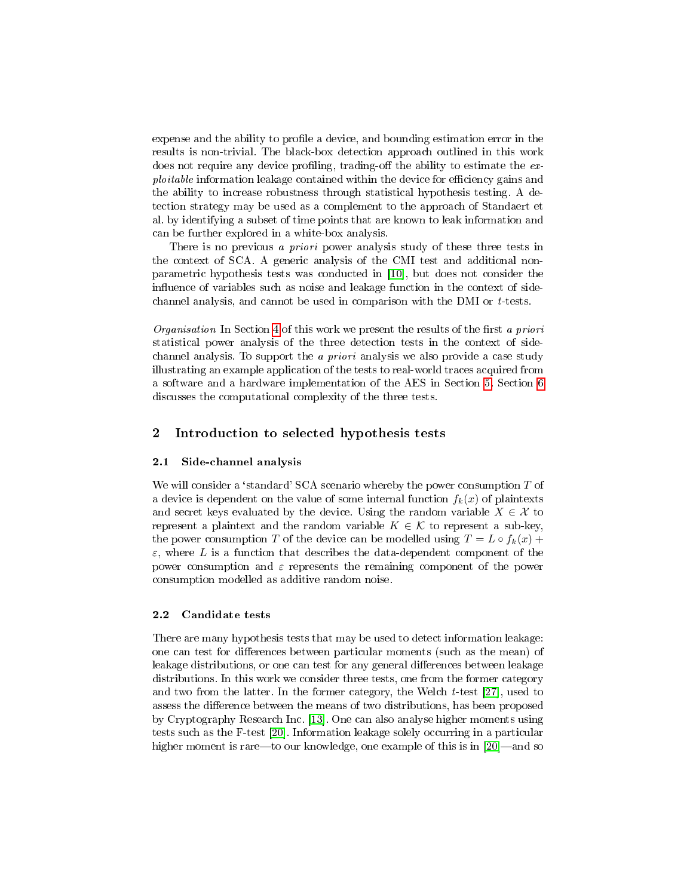expense and the ability to profile a device, and bounding estimation error in the results is non-trivial. The black-box detection approach outlined in this work does not require any device profiling, trading-off the ability to estimate the *exploitable* information leakage contained within the device for efficiency gains and the ability to increase robustness through statistical hypothesis testing. A detection strategy may be used as a complement to the approach of Standaert et al. by identifying a subset of time points that are known to leak information and can be further explored in a white-box analysis.

There is no previous *a priori* power analysis study of these three tests in the context of SCA. A generic analysis of the CMI test and additional non-parametric hypothesis tests was conducted in [10], but does not consider the influence of variables such as noise and leakage function in the context of side-channel analysis, and cannot be used in comparison with the DMI or $t$-tests.

*Organisation* In Section 4 of this work we present the results of the first *a priori* statistical power analysis of the three detection tests in the context of side-channel analysis. To support the *a priori* analysis we also provide a case study illustrating an example application of the tests to real-world traces acquired from a software and a hardware implementation of the AES in Section 5. Section 6 discusses the computational complexity of the three tests.

## 2 Introduction to selected hypothesis tests

### 2.1 Side-channel analysis

We will consider a 'standard' SCA scenario whereby the power consumption $T$ of a device is dependent on the value of some internal function $f_k(x)$ of plaintexts and secret keys evaluated by the device. Using the random variable $X \in \mathcal{X}$ to represent a plaintext and the random variable $K \in \mathcal{K}$ to represent a sub-key, the power consumption $T$ of the device can be modelled using $T = L \circ f_k(x) + \varepsilon$, where $L$ is a function that describes the data-dependent component of the power consumption and $\varepsilon$ represents the remaining component of the power consumption modelled as additive random noise.

### 2.2 Candidate tests

There are many hypothesis tests that may be used to detect information leakage: one can test for differences between particular moments (such as the mean) of leakage distributions, or one can test for any general differences between leakage distributions. In this work we consider three tests, one from the former category and two from the latter. In the former category, the Welch $t$-test [27], used to assess the difference between the means of two distributions, has been proposed by Cryptography Research Inc. [13]. One can also analyse higher moments using tests such as the F-test [20]. Information leakage solely occurring in a particular higher moment is rare—to our knowledge, one example of this is in [20]—and so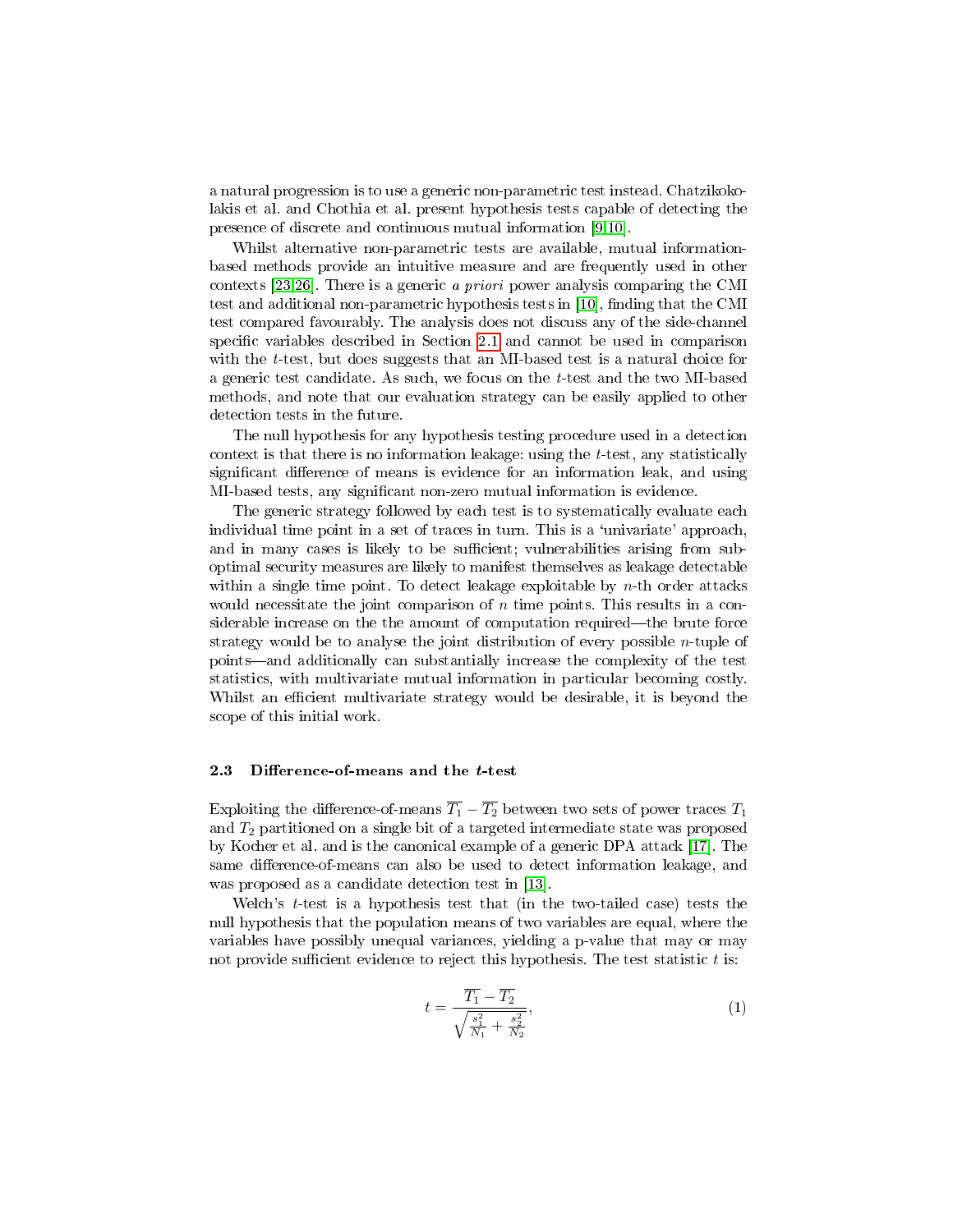a natural progression is to use a generic non-parametric test instead. Chatzikokolakis et al. and Chothia et al. present hypothesis tests capable of detecting the presence of discrete and continuous mutual information [9,10].

Whilst alternative non-parametric tests are available, mutual information-based methods provide an intuitive measure and are frequently used in other contexts [23,26]. There is a generic *a priori* power analysis comparing the CMI test and additional non-parametric hypothesis tests in [10], finding that the CMI test compared favourably. The analysis does not discuss any of the side-channel specific variables described in Section 2.1 and cannot be used in comparison with the $t$-test, but does suggests that an MI-based test is a natural choice for a generic test candidate. As such, we focus on the $t$-test and the two MI-based methods, and note that our evaluation strategy can be easily applied to other detection tests in the future.

The null hypothesis for any hypothesis testing procedure used in a detection context is that there is no information leakage: using the $t$-test, any statistically significant difference of means is evidence for an information leak, and using MI-based tests, any significant non-zero mutual information is evidence.

The generic strategy followed by each test is to systematically evaluate each individual time point in a set of traces in turn. This is a 'univariate' approach, and in many cases is likely to be sufficient; vulnerabilities arising from sub-optimal security measures are likely to manifest themselves as leakage detectable within a single time point. To detect leakage exploitable by $n$-th order attacks would necessitate the joint comparison of $n$ time points. This results in a considerable increase on the the amount of computation required—the brute force strategy would be to analyse the joint distribution of every possible $n$-tuple of points—and additionally can substantially increase the complexity of the test statistics, with multivariate mutual information in particular becoming costly. Whilst an efficient multivariate strategy would be desirable, it is beyond the scope of this initial work.

### 2.3 Difference-of-means and the $t$-test

Exploiting the difference-of-means $\overline{T_1} - \overline{T_2}$ between two sets of power traces $T_1$ and $T_2$ partitioned on a single bit of a targeted intermediate state was proposed by Kocher et al. and is the canonical example of a generic DPA attack [17]. The same difference-of-means can also be used to detect information leakage, and was proposed as a candidate detection test in [13].

Welch's $t$-test is a hypothesis test that (in the two-tailed case) tests the null hypothesis that the population means of two variables are equal, where the variables have possibly unequal variances, yielding a p-value that may or may not provide sufficient evidence to reject this hypothesis. The test statistic $t$ is:

$$t = \frac{\overline{T_1} - \overline{T_2}}{\sqrt{\frac{s_1^2}{N_1} + \frac{s_2^2}{N_2}}}, \tag{1}$$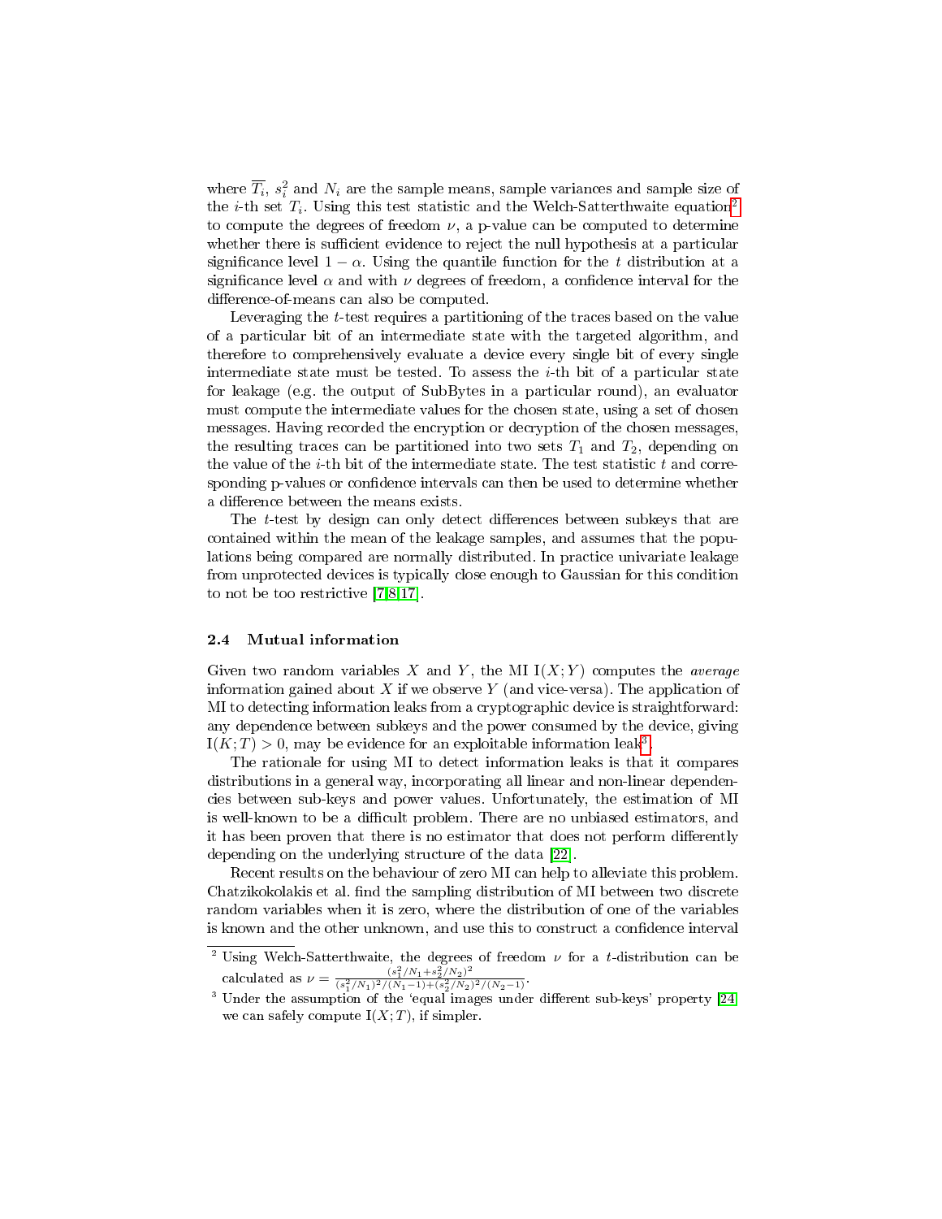where $\overline{T_i}$, $s_i^2$ and $N_i$ are the sample means, sample variances and sample size of the $i$-th set $T_i$. Using this test statistic and the Welch-Satterthwaite equation[2] to compute the degrees of freedom $\nu$, a p-value can be computed to determine whether there is sufficient evidence to reject the null hypothesis at a particular significance level $1-\alpha$. Using the quantile function for the $t$ distribution at a significance level $\alpha$ and with $\nu$ degrees of freedom, a confidence interval for the difference-of-means can also be computed.

Leveraging the $t$-test requires a partitioning of the traces based on the value of a particular bit of an intermediate state with the targeted algorithm, and therefore to comprehensively evaluate a device every single bit of every single intermediate state must be tested. To assess the $i$-th bit of a particular state for leakage (e.g. the output of SubBytes in a particular round), an evaluator must compute the intermediate values for the chosen state, using a set of chosen messages. Having recorded the encryption or decryption of the chosen messages, the resulting traces can be partitioned into two sets $T_1$ and $T_2$, depending on the value of the $i$-th bit of the intermediate state. The test statistic $t$ and corresponding p-values or confidence intervals can then be used to determine whether a difference between the means exists.

The $t$-test by design can only detect differences between subkeys that are contained within the mean of the leakage samples, and assumes that the populations being compared are normally distributed. In practice univariate leakage from unprotected devices is typically close enough to Gaussian for this condition to not be too restrictive [7,8,17].

### 2.4 Mutual information

Given two random variables $X$ and $Y$, the MI $\mathrm{I}(X;Y)$ computes the *average* information gained about $X$ if we observe $Y$ (and vice-versa). The application of MI to detecting information leaks from a cryptographic device is straightforward: any dependence between subkeys and the power consumed by the device, giving $\mathrm{I}(K;T) > 0$, may be evidence for an exploitable information leak[3].

The rationale for using MI to detect information leaks is that it compares distributions in a general way, incorporating all linear and non-linear dependencies between sub-keys and power values. Unfortunately, the estimation of MI is well-known to be a difficult problem. There are no unbiased estimators, and it has been proven that there is no estimator that does not perform differently depending on the underlying structure of the data [22].

Recent results on the behaviour of zero MI can help to alleviate this problem. Chatzikokolakis et al. find the sampling distribution of MI between two discrete random variables when it is zero, where the distribution of one of the variables is known and the other unknown, and use this to construct a confidence interval

---

[2] Using Welch-Satterthwaite, the degrees of freedom $\nu$ for a $t$-distribution can be calculated as $\nu = \frac{(s_1^2/N_1 + s_2^2/N_2)^2}{(s_1^2/N_1)^2/(N_1-1) + (s_2^2/N_2)^2/(N_2-1)}$.

[3] Under the assumption of the 'equal images under different sub-keys' property [24] we can safely compute $\mathrm{I}(X;T)$, if simpler.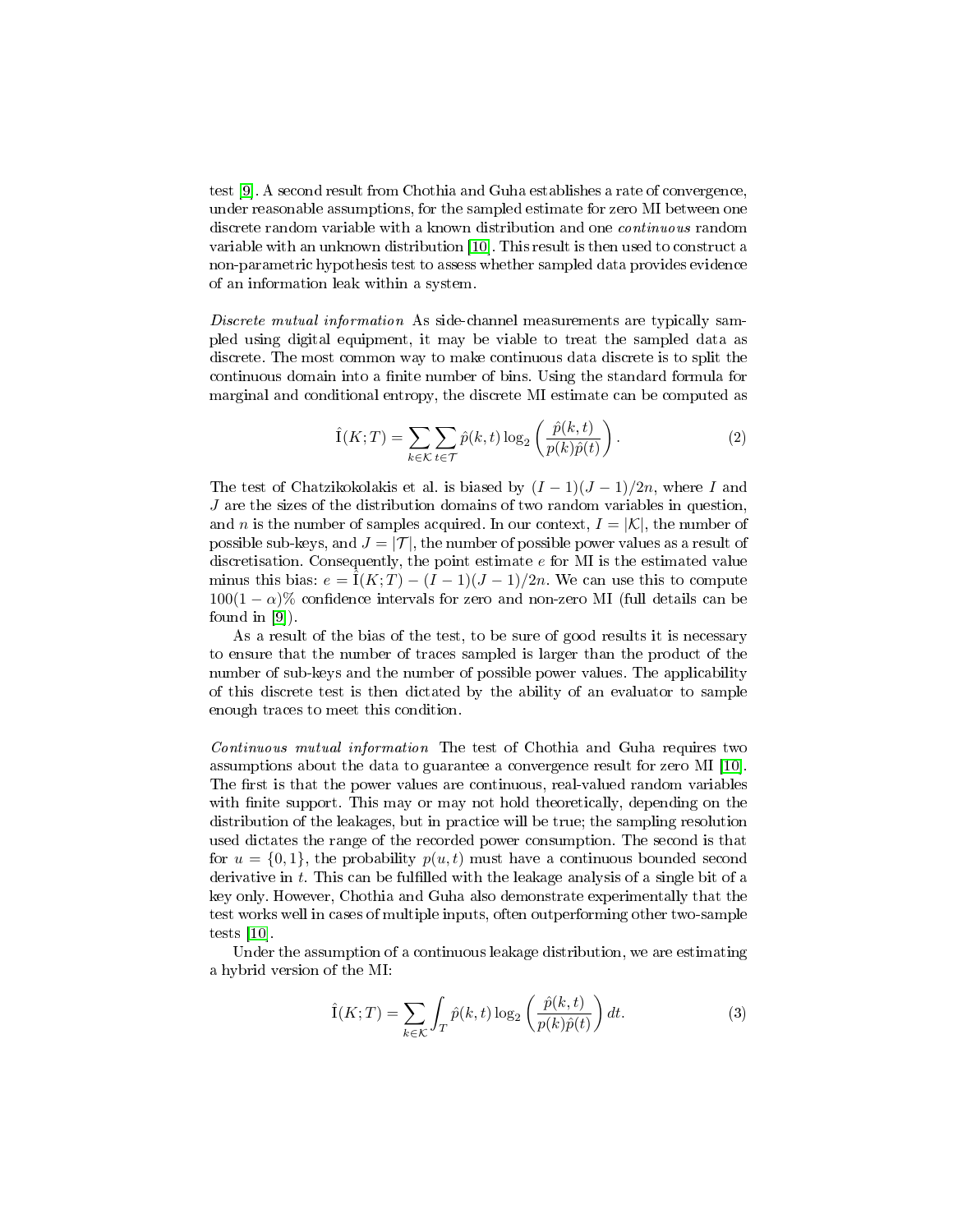test [9]. A second result from Chothia and Guha establishes a rate of convergence, under reasonable assumptions, for the sampled estimate for zero MI between one discrete random variable with a known distribution and one *continuous* random variable with an unknown distribution [10]. This result is then used to construct a non-parametric hypothesis test to assess whether sampled data provides evidence of an information leak within a system.

*Discrete mutual information* As side-channel measurements are typically sampled using digital equipment, it may be viable to treat the sampled data as discrete. The most common way to make continuous data discrete is to split the continuous domain into a finite number of bins. Using the standard formula for marginal and conditional entropy, the discrete MI estimate can be computed as

$$\hat{\mathrm{I}}(K;T) = \sum_{k \in \mathcal{K}} \sum_{t \in \mathcal{T}} \hat{p}(k,t) \log_2 \left( \frac{\hat{p}(k,t)}{p(k)\hat{p}(t)} \right). \tag{2}$$

The test of Chatzikokolakis et al. is biased by $(I-1)(J-1)/2n$, where $I$ and $J$ are the sizes of the distribution domains of two random variables in question, and $n$ is the number of samples acquired. In our context, $I = |\mathcal{K}|$, the number of possible sub-keys, and $J = |\mathcal{T}|$, the number of possible power values as a result of discretisation. Consequently, the point estimate $e$ for MI is the estimated value minus this bias: $e = \hat{\mathrm{I}}(K;T) - (I-1)(J-1)/2n$. We can use this to compute $100(1-\alpha)\%$ confidence intervals for zero and non-zero MI (full details can be found in [9]).

As a result of the bias of the test, to be sure of good results it is necessary to ensure that the number of traces sampled is larger than the product of the number of sub-keys and the number of possible power values. The applicability of this discrete test is then dictated by the ability of an evaluator to sample enough traces to meet this condition.

*Continuous mutual information* The test of Chothia and Guha requires two assumptions about the data to guarantee a convergence result for zero MI [10]. The first is that the power values are continuous, real-valued random variables with finite support. This may or may not hold theoretically, depending on the distribution of the leakages, but in practice will be true; the sampling resolution used dictates the range of the recorded power consumption. The second is that for $u = \{0,1\}$, the probability $p(u,t)$ must have a continuous bounded second derivative in $t$. This can be fulfilled with the leakage analysis of a single bit of a key only. However, Chothia and Guha also demonstrate experimentally that the test works well in cases of multiple inputs, often outperforming other two-sample tests [10].

Under the assumption of a continuous leakage distribution, we are estimating a hybrid version of the MI:

$$\hat{\mathrm{I}}(K;T) = \sum_{k \in \mathcal{K}} \int_{T} \hat{p}(k,t) \log_2 \left( \frac{\hat{p}(k,t)}{p(k)\hat{p}(t)} \right) dt. \tag{3}$$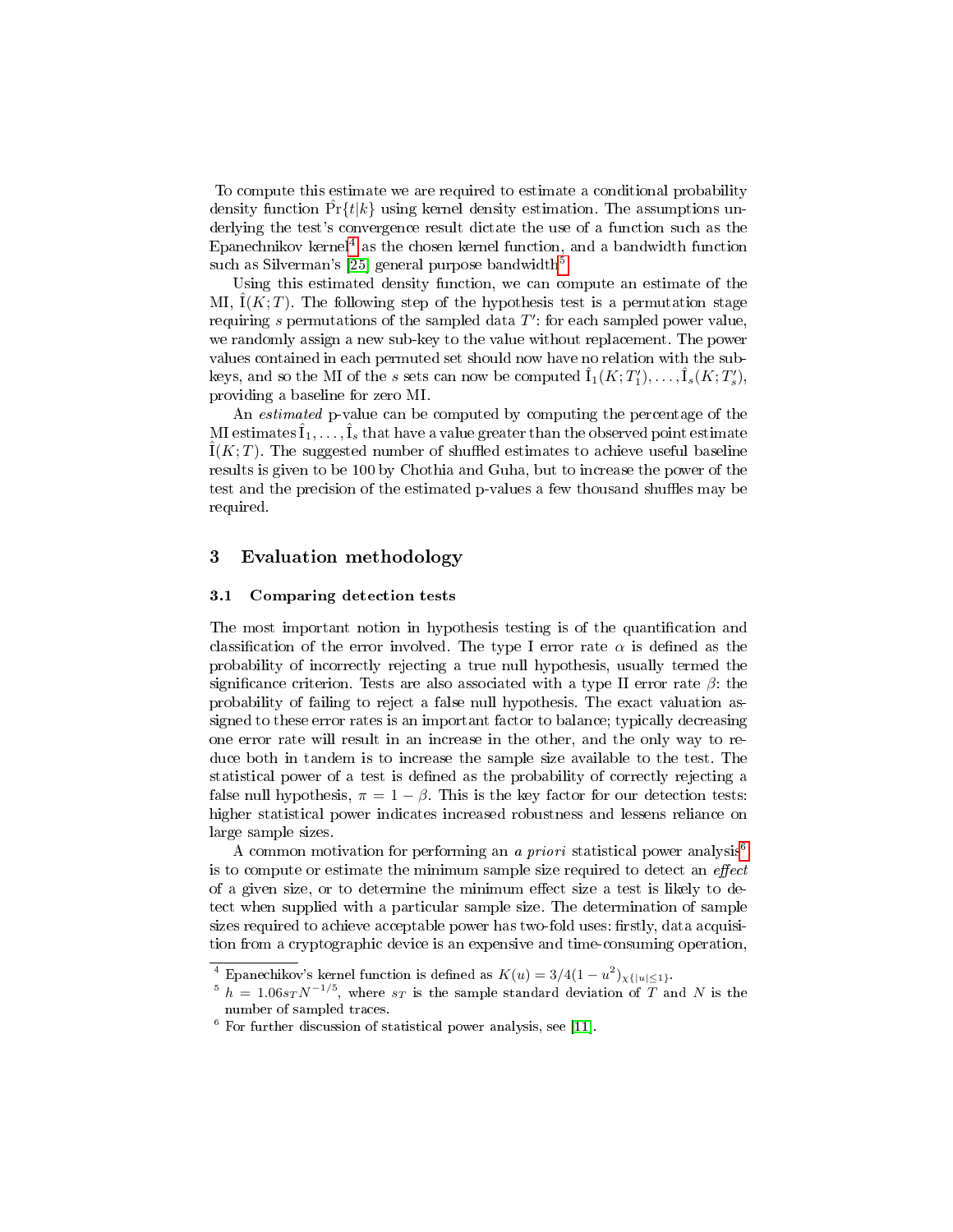To compute this estimate we are required to estimate a conditional probability density function $\hat{\Pr}\{t|k\}$ using kernel density estimation. The assumptions underlying the test's convergence result dictate the use of a function such as the Epanechnikov kernel[4] as the chosen kernel function, and a bandwidth function such as Silverman's [25] general purpose bandwidth[5].

Using this estimated density function, we can compute an estimate of the MI, $\hat{\mathrm{I}}(K;T)$. The following step of the hypothesis test is a permutation stage requiring $s$ permutations of the sampled data $T'$: for each sampled power value, we randomly assign a new sub-key to the value without replacement. The power values contained in each permuted set should now have no relation with the sub-keys, and so the MI of the $s$ sets can now be computed $\hat{\mathrm{I}}_1(K;T'_1), \ldots, \hat{\mathrm{I}}_s(K;T'_s)$, providing a baseline for zero MI.

An *estimated* p-value can be computed by computing the percentage of the MI estimates $\hat{\mathrm{I}}_1, \ldots, \hat{\mathrm{I}}_s$ that have a value greater than the observed point estimate $\hat{\mathrm{I}}(K;T)$. The suggested number of shuffled estimates to achieve useful baseline results is given to be 100 by Chothia and Guha, but to increase the power of the test and the precision of the estimated p-values a few thousand shuffles may be required.

## 3 Evaluation methodology

### 3.1 Comparing detection tests

The most important notion in hypothesis testing is of the quantification and classification of the error involved. The type I error rate $\alpha$ is defined as the probability of incorrectly rejecting a true null hypothesis, usually termed the significance criterion. Tests are also associated with a type II error rate $\beta$: the probability of failing to reject a false null hypothesis. The exact valuation assigned to these error rates is an important factor to balance; typically decreasing one error rate will result in an increase in the other, and the only way to reduce both in tandem is to increase the sample size available to the test. The statistical power of a test is defined as the probability of correctly rejecting a false null hypothesis, $\pi = 1 - \beta$. This is the key factor for our detection tests: higher statistical power indicates increased robustness and lessens reliance on large sample sizes.

A common motivation for performing an *a priori* statistical power analysis[6] is to compute or estimate the minimum sample size required to detect an *effect* of a given size, or to determine the minimum effect size a test is likely to detect when supplied with a particular sample size. The determination of sample sizes required to achieve acceptable power has two-fold uses: firstly, data acquisition from a cryptographic device is an expensive and time-consuming operation,

---

[4] Epanechikov's kernel function is defined as $K(u) = 3/4(1 - u^2)_{\chi\{|u| \leq 1\}}$.

[5] $h = 1.06 s_T N^{-1/5}$, where $s_T$ is the sample standard deviation of $T$ and $N$ is the number of sampled traces.

[6] For further discussion of statistical power analysis, see [11].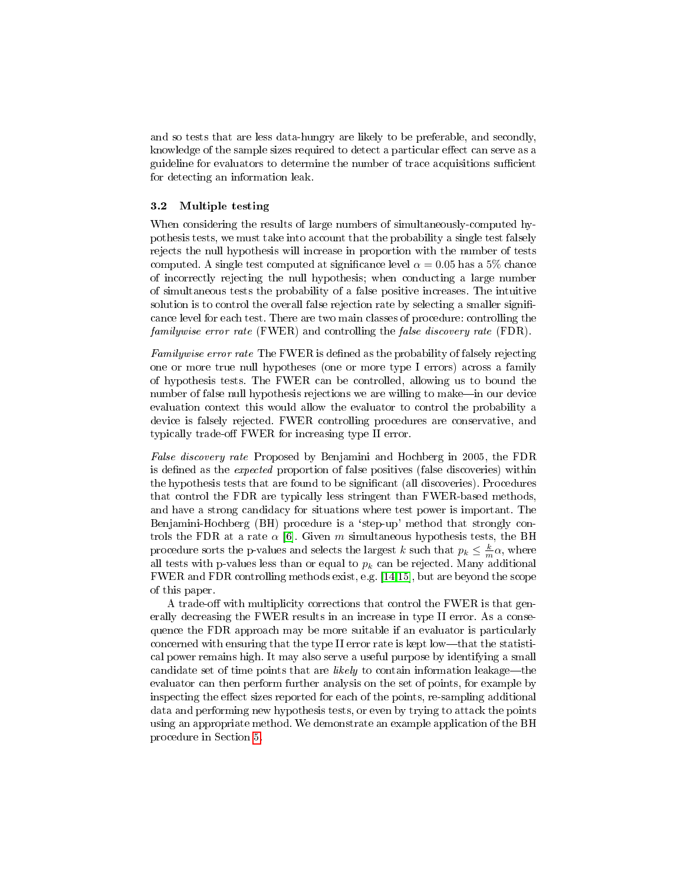and so tests that are less data-hungry are likely to be preferable, and secondly, knowledge of the sample sizes required to detect a particular effect can serve as a guideline for evaluators to determine the number of trace acquisitions sufficient for detecting an information leak.

### 3.2 Multiple testing

When considering the results of large numbers of simultaneously-computed hypothesis tests, we must take into account that the probability a single test falsely rejects the null hypothesis will increase in proportion with the number of tests computed. A single test computed at significance level $\alpha = 0.05$ has a 5% chance of incorrectly rejecting the null hypothesis; when conducting a large number of simultaneous tests the probability of a false positive increases. The intuitive solution is to control the overall false rejection rate by selecting a smaller significance level for each test. There are two main classes of procedure: controlling the *familywise error rate* (FWER) and controlling the *false discovery rate* (FDR).

*Familywise error rate* The FWER is defined as the probability of falsely rejecting one or more true null hypotheses (one or more type I errors) across a family of hypothesis tests. The FWER can be controlled, allowing us to bound the number of false null hypothesis rejections we are willing to make—in our device evaluation context this would allow the evaluator to control the probability a device is falsely rejected. FWER controlling procedures are conservative, and typically trade-off FWER for increasing type II error.

*False discovery rate* Proposed by Benjamini and Hochberg in 2005, the FDR is defined as the *expected* proportion of false positives (false discoveries) within the hypothesis tests that are found to be significant (all discoveries). Procedures that control the FDR are typically less stringent than FWER-based methods, and have a strong candidacy for situations where test power is important. The Benjamini-Hochberg (BH) procedure is a 'step-up' method that strongly controls the FDR at a rate $\alpha$ [6]. Given $m$ simultaneous hypothesis tests, the BH procedure sorts the p-values and selects the largest $k$ such that $p_k \leq \frac{k}{m}\alpha$, where all tests with p-values less than or equal to $p_k$ can be rejected. Many additional FWER and FDR controlling methods exist, e.g. [14,15], but are beyond the scope of this paper.

A trade-off with multiplicity corrections that control the FWER is that generally decreasing the FWER results in an increase in type II error. As a consequence the FDR approach may be more suitable if an evaluator is particularly concerned with ensuring that the type II error rate is kept low—that the statistical power remains high. It may also serve a useful purpose by identifying a small candidate set of time points that are *likely* to contain information leakage—the evaluator can then perform further analysis on the set of points, for example by inspecting the effect sizes reported for each of the points, re-sampling additional data and performing new hypothesis tests, or even by trying to attack the points using an appropriate method. We demonstrate an example application of the BH procedure in Section 5.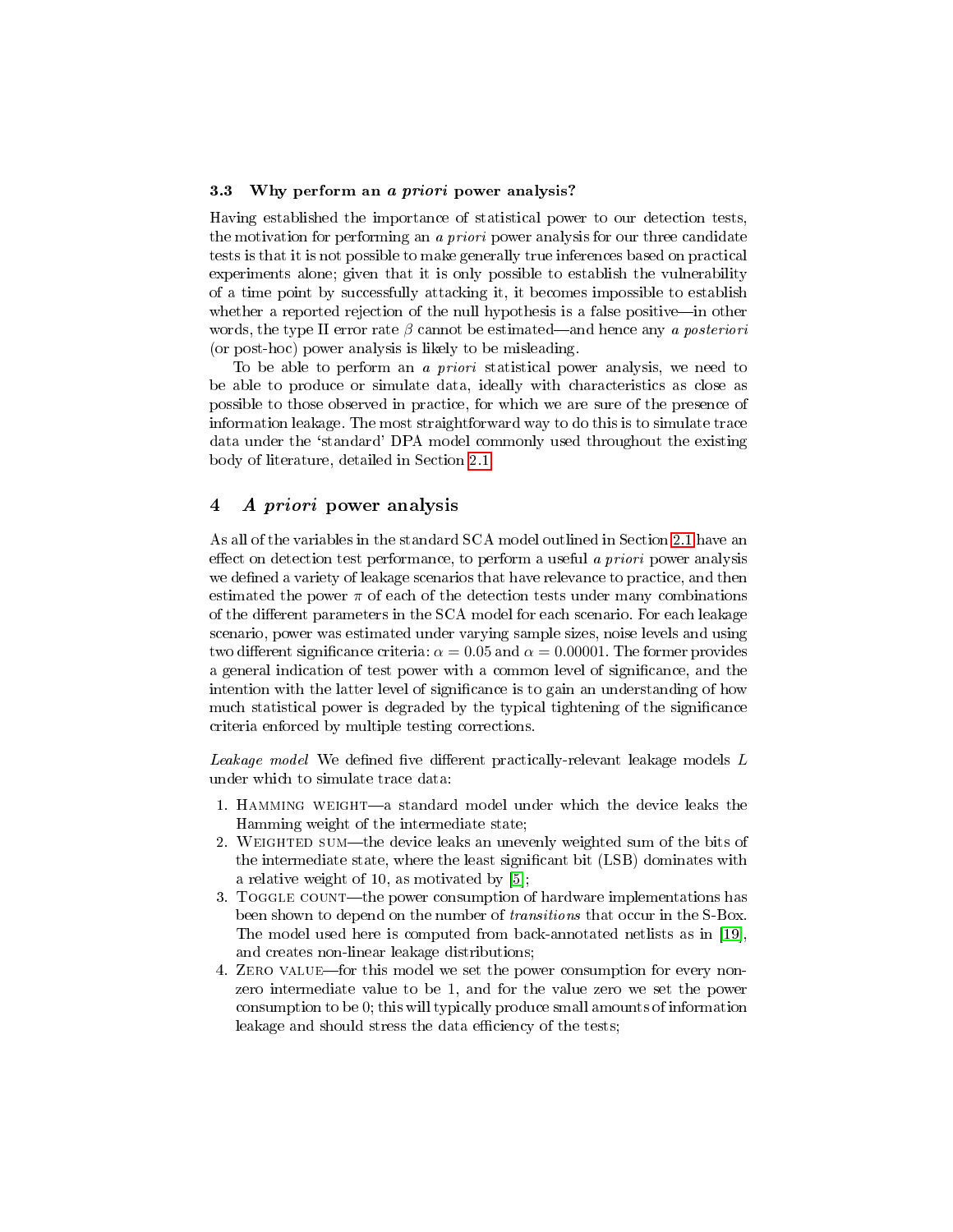### 3.3 Why perform an *a priori* power analysis?

Having established the importance of statistical power to our detection tests, the motivation for performing an *a priori* power analysis for our three candidate tests is that it is not possible to make generally true inferences based on practical experiments alone; given that it is only possible to establish the vulnerability of a time point by successfully attacking it, it becomes impossible to establish whether a reported rejection of the null hypothesis is a false positive—in other words, the type II error rate $\beta$ cannot be estimated—and hence any *a posteriori* (or post-hoc) power analysis is likely to be misleading.

To be able to perform an *a priori* statistical power analysis, we need to be able to produce or simulate data, ideally with characteristics as close as possible to those observed in practice, for which we are sure of the presence of information leakage. The most straightforward way to do this is to simulate trace data under the 'standard' DPA model commonly used throughout the existing body of literature, detailed in Section 2.1.

## 4 *A priori* power analysis

As all of the variables in the standard SCA model outlined in Section 2.1 have an effect on detection test performance, to perform a useful *a priori* power analysis we defined a variety of leakage scenarios that have relevance to practice, and then estimated the power $\pi$ of each of the detection tests under many combinations of the different parameters in the SCA model for each scenario. For each leakage scenario, power was estimated under varying sample sizes, noise levels and using two different significance criteria: $\alpha = 0.05$ and $\alpha = 0.00001$. The former provides a general indication of test power with a common level of significance, and the intention with the latter level of significance is to gain an understanding of how much statistical power is degraded by the typical tightening of the significance criteria enforced by multiple testing corrections.

*Leakage model* We defined five different practically-relevant leakage models $L$ under which to simulate trace data:

1. Hamming weight—a standard model under which the device leaks the Hamming weight of the intermediate state;
2. Weighted sum—the device leaks an unevenly weighted sum of the bits of the intermediate state, where the least significant bit (LSB) dominates with a relative weight of 10, as motivated by [5];
3. Toggle count—the power consumption of hardware implementations has been shown to depend on the number of *transitions* that occur in the S-Box. The model used here is computed from back-annotated netlists as in [19], and creates non-linear leakage distributions;
4. Zero value—for this model we set the power consumption for every non-zero intermediate value to be 1, and for the value zero we set the power consumption to be 0; this will typically produce small amounts of information leakage and should stress the data efficiency of the tests;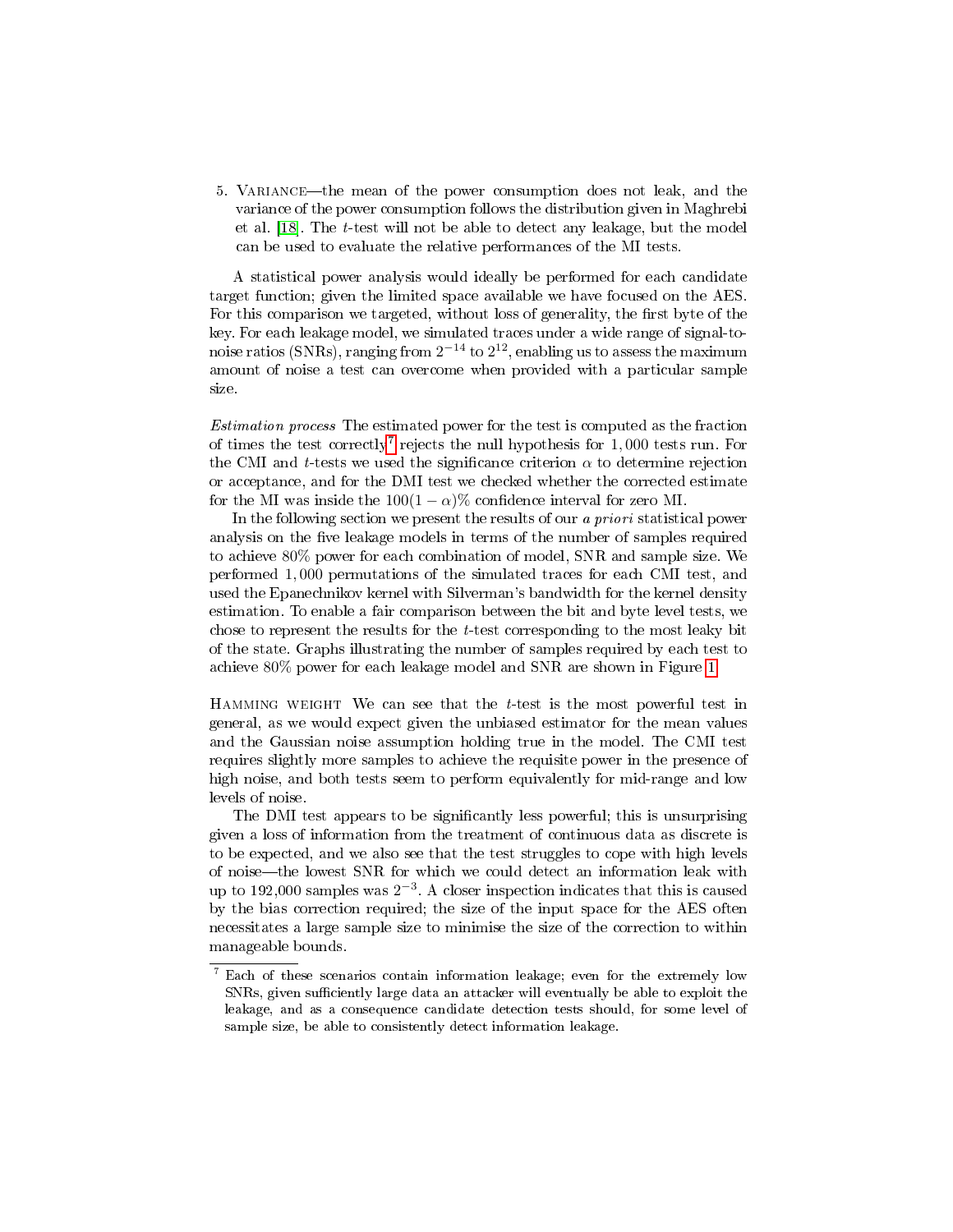5. Variance—the mean of the power consumption does not leak, and the variance of the power consumption follows the distribution given in Maghrebi et al. [18]. The $t$-test will not be able to detect any leakage, but the model can be used to evaluate the relative performances of the MI tests.

A statistical power analysis would ideally be performed for each candidate target function; given the limited space available we have focused on the AES. For this comparison we targeted, without loss of generality, the first byte of the key. For each leakage model, we simulated traces under a wide range of signal-to-noise ratios (SNRs), ranging from $2^{-14}$ to $2^{12}$, enabling us to assess the maximum amount of noise a test can overcome when provided with a particular sample size.

*Estimation process* The estimated power for the test is computed as the fraction of times the test correctly[7] rejects the null hypothesis for 1,000 tests run. For the CMI and $t$-tests we used the significance criterion $\alpha$ to determine rejection or acceptance, and for the DMI test we checked whether the corrected estimate for the MI was inside the $100(1-\alpha)\%$ confidence interval for zero MI.

In the following section we present the results of our *a priori* statistical power analysis on the five leakage models in terms of the number of samples required to achieve 80% power for each combination of model, SNR and sample size. We performed 1,000 permutations of the simulated traces for each CMI test, and used the Epanechnikov kernel with Silverman's bandwidth for the kernel density estimation. To enable a fair comparison between the bit and byte level tests, we chose to represent the results for the $t$-test corresponding to the most leaky bit of the state. Graphs illustrating the number of samples required by each test to achieve 80% power for each leakage model and SNR are shown in Figure 1.

Hamming weight We can see that the $t$-test is the most powerful test in general, as we would expect given the unbiased estimator for the mean values and the Gaussian noise assumption holding true in the model. The CMI test requires slightly more samples to achieve the requisite power in the presence of high noise, and both tests seem to perform equivalently for mid-range and low levels of noise.

The DMI test appears to be significantly less powerful; this is unsurprising given a loss of information from the treatment of continuous data as discrete is to be expected, and we also see that the test struggles to cope with high levels of noise—the lowest SNR for which we could detect an information leak with up to 192,000 samples was $2^{-3}$. A closer inspection indicates that this is caused by the bias correction required; the size of the input space for the AES often necessitates a large sample size to minimise the size of the correction to within manageable bounds.

[7] Each of these scenarios contain information leakage; even for the extremely low SNRs, given sufficiently large data an attacker will eventually be able to exploit the leakage, and as a consequence candidate detection tests should, for some level of sample size, be able to consistently detect information leakage.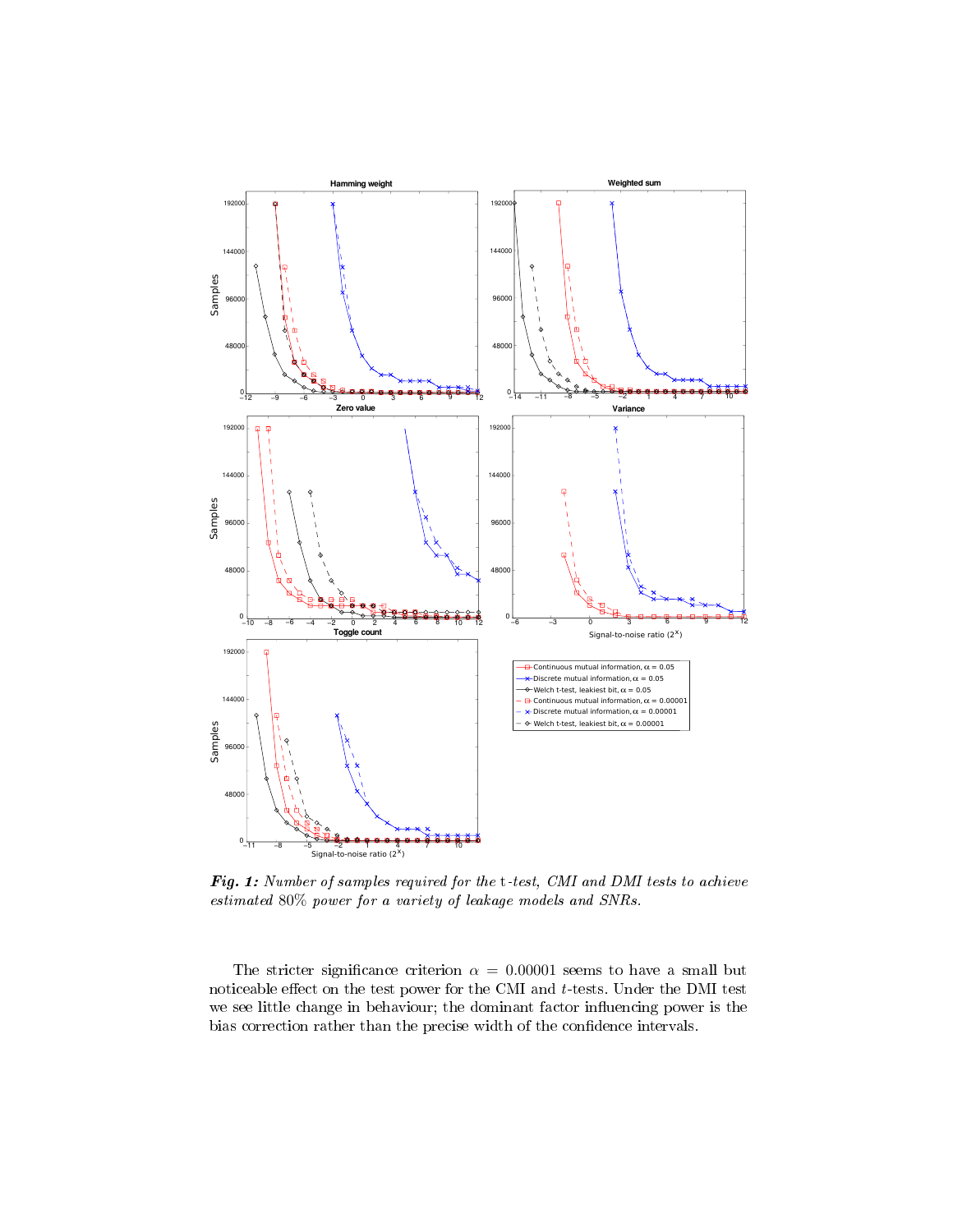***Fig. 1:*** *Number of samples required for the* t*-test, CMI and DMI tests to achieve estimated 80% power for a variety of leakage models and SNRs.*

The stricter significance criterion $\alpha = 0.00001$ seems to have a small but noticeable effect on the test power for the CMI and $t$-tests. Under the DMI test we see little change in behaviour; the dominant factor influencing power is the bias correction rather than the precise width of the confidence intervals.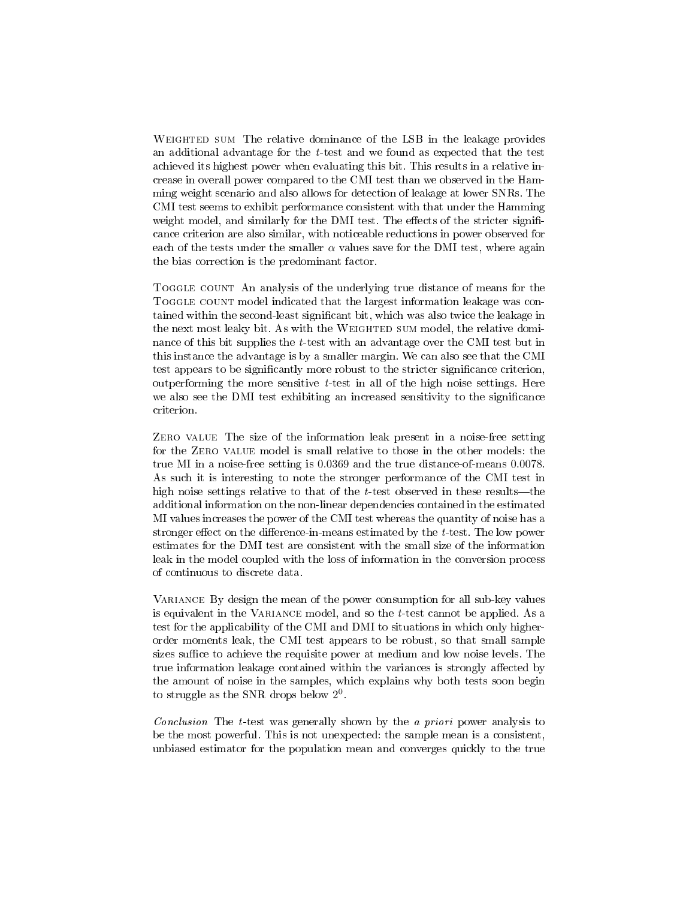**Weighted sum** The relative dominance of the LSB in the leakage provides an additional advantage for the $t$-test and we found as expected that the test achieved its highest power when evaluating this bit. This results in a relative increase in overall power compared to the CMI test than we observed in the Hamming weight scenario and also allows for detection of leakage at lower SNRs. The CMI test seems to exhibit performance consistent with that under the Hamming weight model, and similarly for the DMI test. The effects of the stricter significance criterion are also similar, with noticeable reductions in power observed for each of the tests under the smaller $\alpha$ values save for the DMI test, where again the bias correction is the predominant factor.

**Toggle count** An analysis of the underlying true distance of means for the Toggle count model indicated that the largest information leakage was contained within the second-least significant bit, which was also twice the leakage in the next most leaky bit. As with the Weighted sum model, the relative dominance of this bit supplies the $t$-test with an advantage over the CMI test but in this instance the advantage is by a smaller margin. We can also see that the CMI test appears to be significantly more robust to the stricter significance criterion, outperforming the more sensitive $t$-test in all of the high noise settings. Here we also see the DMI test exhibiting an increased sensitivity to the significance criterion.

**Zero value** The size of the information leak present in a noise-free setting for the Zero value model is small relative to those in the other models: the true MI in a noise-free setting is 0.0369 and the true distance-of-means 0.0078. As such it is interesting to note the stronger performance of the CMI test in high noise settings relative to that of the $t$-test observed in these results—the additional information on the non-linear dependencies contained in the estimated MI values increases the power of the CMI test whereas the quantity of noise has a stronger effect on the difference-in-means estimated by the $t$-test. The low power estimates for the DMI test are consistent with the small size of the information leak in the model coupled with the loss of information in the conversion process of continuous to discrete data.

**Variance** By design the mean of the power consumption for all sub-key values is equivalent in the Variance model, and so the $t$-test cannot be applied. As a test for the applicability of the CMI and DMI to situations in which only higher-order moments leak, the CMI test appears to be robust, so that small sample sizes suffice to achieve the requisite power at medium and low noise levels. The true information leakage contained within the variances is strongly affected by the amount of noise in the samples, which explains why both tests soon begin to struggle as the SNR drops below $2^0$.

*Conclusion* The $t$-test was generally shown by the *a priori* power analysis to be the most powerful. This is not unexpected: the sample mean is a consistent, unbiased estimator for the population mean and converges quickly to the true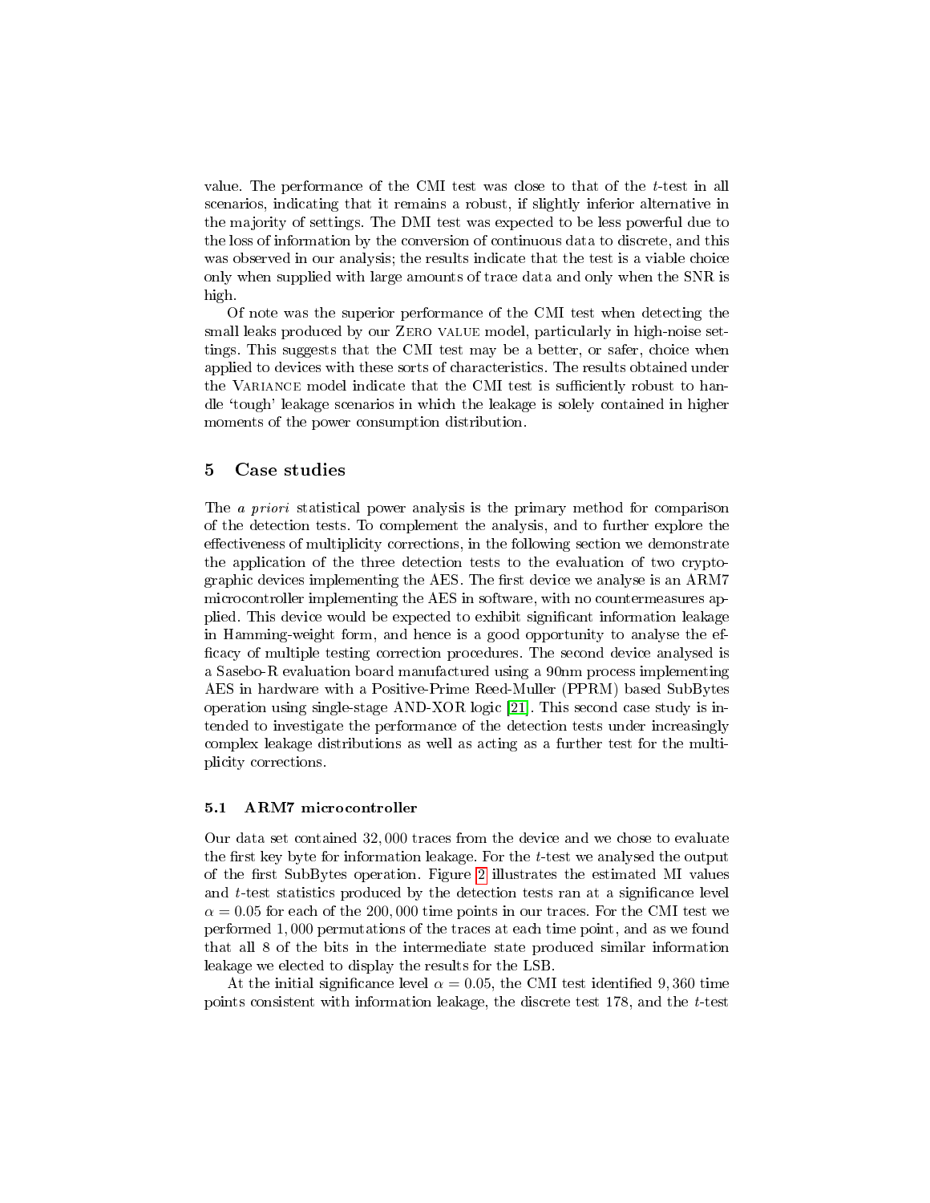value. The performance of the CMI test was close to that of the $t$-test in all scenarios, indicating that it remains a robust, if slightly inferior alternative in the majority of settings. The DMI test was expected to be less powerful due to the loss of information by the conversion of continuous data to discrete, and this was observed in our analysis; the results indicate that the test is a viable choice only when supplied with large amounts of trace data and only when the SNR is high.

Of note was the superior performance of the CMI test when detecting the small leaks produced by our Zero value model, particularly in high-noise settings. This suggests that the CMI test may be a better, or safer, choice when applied to devices with these sorts of characteristics. The results obtained under the Variance model indicate that the CMI test is sufficiently robust to handle 'tough' leakage scenarios in which the leakage is solely contained in higher moments of the power consumption distribution.

## 5 Case studies

The *a priori* statistical power analysis is the primary method for comparison of the detection tests. To complement the analysis, and to further explore the effectiveness of multiplicity corrections, in the following section we demonstrate the application of the three detection tests to the evaluation of two cryptographic devices implementing the AES. The first device we analyse is an ARM7 microcontroller implementing the AES in software, with no countermeasures applied. This device would be expected to exhibit significant information leakage in Hamming-weight form, and hence is a good opportunity to analyse the efficacy of multiple testing correction procedures. The second device analysed is a Sasebo-R evaluation board manufactured using a 90nm process implementing AES in hardware with a Positive-Prime Reed-Muller (PPRM) based SubBytes operation using single-stage AND-XOR logic [21]. This second case study is intended to investigate the performance of the detection tests under increasingly complex leakage distributions as well as acting as a further test for the multiplicity corrections.

### 5.1 ARM7 microcontroller

Our data set contained 32,000 traces from the device and we chose to evaluate the first key byte for information leakage. For the $t$-test we analysed the output of the first SubBytes operation. Figure 2 illustrates the estimated MI values and $t$-test statistics produced by the detection tests ran at a significance level $\alpha = 0.05$ for each of the 200,000 time points in our traces. For the CMI test we performed 1,000 permutations of the traces at each time point, and as we found that all 8 of the bits in the intermediate state produced similar information leakage we elected to display the results for the LSB.

At the initial significance level $\alpha = 0.05$, the CMI test identified 9,360 time points consistent with information leakage, the discrete test 178, and the $t$-test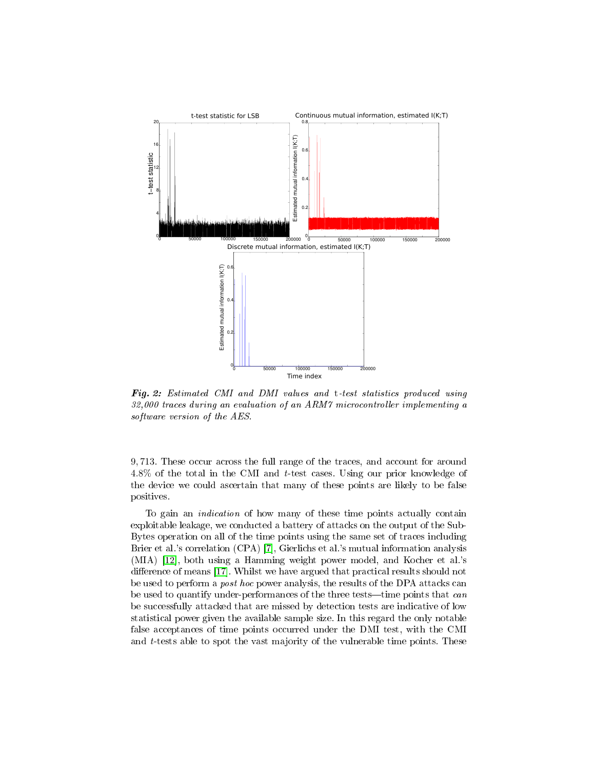**Fig. 2:** *Estimated CMI and DMI values and* t*-test statistics produced using 32,000 traces during an evaluation of an ARM7 microcontroller implementing a software version of the AES.*

9,713. These occur across the full range of the traces, and account for around 4.8% of the total in the CMI and $t$-test cases. Using our prior knowledge of the device we could ascertain that many of these points are likely to be false positives.

To gain an *indication* of how many of these time points actually contain exploitable leakage, we conducted a battery of attacks on the output of the SubBytes operation on all of the time points using the same set of traces including Brier et al.'s correlation (CPA) [7], Gierlichs et al.'s mutual information analysis (MIA) [12], both using a Hamming weight power model, and Kocher et al.'s difference of means [17]. Whilst we have argued that practical results should not be used to perform a *post hoc* power analysis, the results of the DPA attacks can be used to quantify under-performances of the three tests—time points that *can* be successfully attacked that are missed by detection tests are indicative of low statistical power given the available sample size. In this regard the only notable false acceptances of time points occurred under the DMI test, with the CMI and $t$-tests able to spot the vast majority of the vulnerable time points. These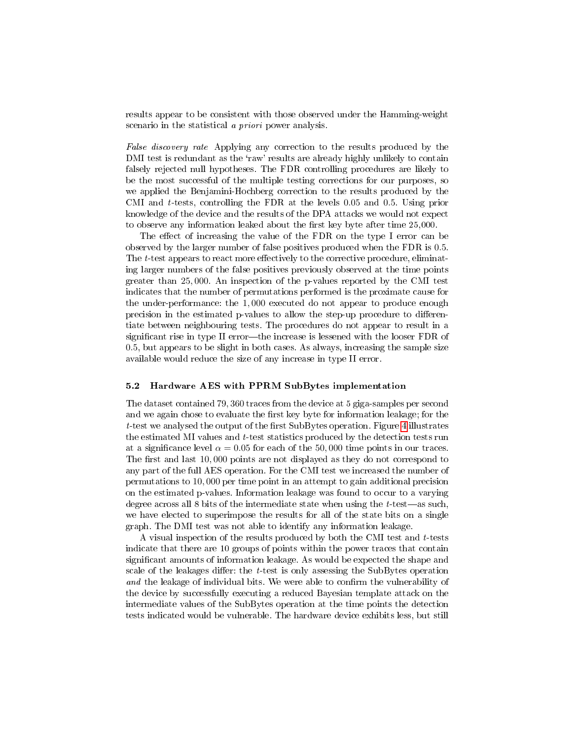results appear to be consistent with those observed under the Hamming-weight scenario in the statistical *a priori* power analysis.

*False discovery rate* Applying any correction to the results produced by the DMI test is redundant as the 'raw' results are already highly unlikely to contain falsely rejected null hypotheses. The FDR controlling procedures are likely to be the most successful of the multiple testing corrections for our purposes, so we applied the Benjamini-Hochberg correction to the results produced by the CMI and $t$-tests, controlling the FDR at the levels 0.05 and 0.5. Using prior knowledge of the device and the results of the DPA attacks we would not expect to observe any information leaked about the first key byte after time 25,000.

The effect of increasing the value of the FDR on the type I error can be observed by the larger number of false positives produced when the FDR is 0.5. The $t$-test appears to react more effectively to the corrective procedure, eliminating larger numbers of the false positives previously observed at the time points greater than 25,000. An inspection of the p-values reported by the CMI test indicates that the number of permutations performed is the proximate cause for the under-performance: the 1,000 executed do not appear to produce enough precision in the estimated p-values to allow the step-up procedure to differentiate between neighbouring tests. The procedures do not appear to result in a significant rise in type II error—the increase is lessened with the looser FDR of 0.5, but appears to be slight in both cases. As always, increasing the sample size available would reduce the size of any increase in type II error.

### 5.2 Hardware AES with PPRM SubBytes implementation

The dataset contained 79,360 traces from the device at 5 giga-samples per second and we again chose to evaluate the first key byte for information leakage; for the $t$-test we analysed the output of the first SubBytes operation. Figure 4 illustrates the estimated MI values and $t$-test statistics produced by the detection tests run at a significance level $\alpha = 0.05$ for each of the 50,000 time points in our traces. The first and last 10,000 points are not displayed as they do not correspond to any part of the full AES operation. For the CMI test we increased the number of permutations to 10,000 per time point in an attempt to gain additional precision on the estimated p-values. Information leakage was found to occur to a varying degree across all 8 bits of the intermediate state when using the $t$-test—as such, we have elected to superimpose the results for all of the state bits on a single graph. The DMI test was not able to identify any information leakage.

A visual inspection of the results produced by both the CMI test and $t$-tests indicate that there are 10 groups of points within the power traces that contain significant amounts of information leakage. As would be expected the shape and scale of the leakages differ: the $t$-test is only assessing the SubBytes operation *and* the leakage of individual bits. We were able to confirm the vulnerability of the device by successfully executing a reduced Bayesian template attack on the intermediate values of the SubBytes operation at the time points the detection tests indicated would be vulnerable. The hardware device exhibits less, but still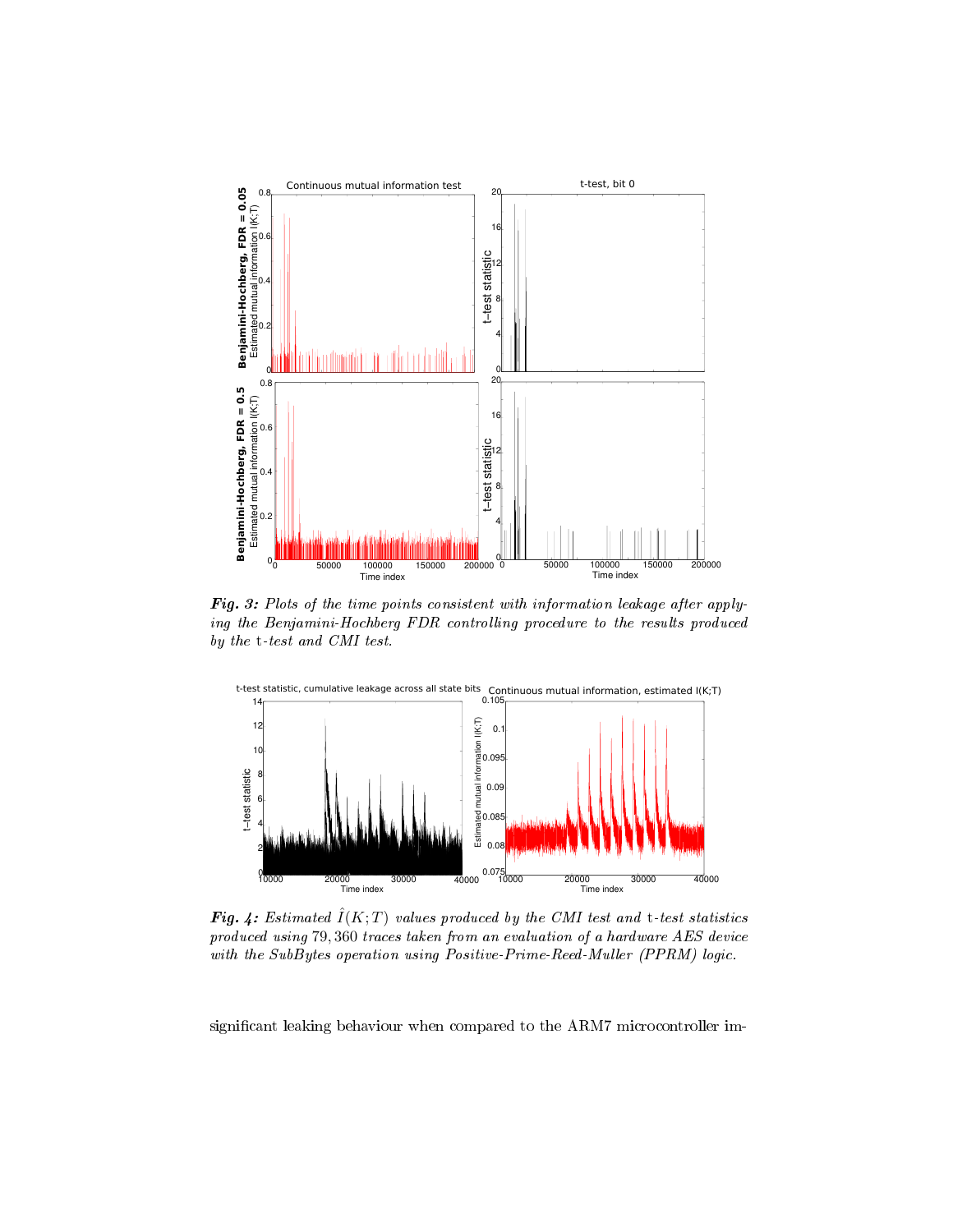***Fig. 3:*** *Plots of the time points consistent with information leakage after applying the Benjamini-Hochberg FDR controlling procedure to the results produced by the* t*-test and CMI test.*

***Fig. 4:*** *Estimated* $\hat{I}(K;T)$ *values produced by the CMI test and* t*-test statistics produced using* $79,360$ *traces taken from an evaluation of a hardware AES device with the SubBytes operation using Positive-Prime-Reed-Muller (PPRM) logic.*

significant leaking behaviour when compared to the ARM7 microcontroller im-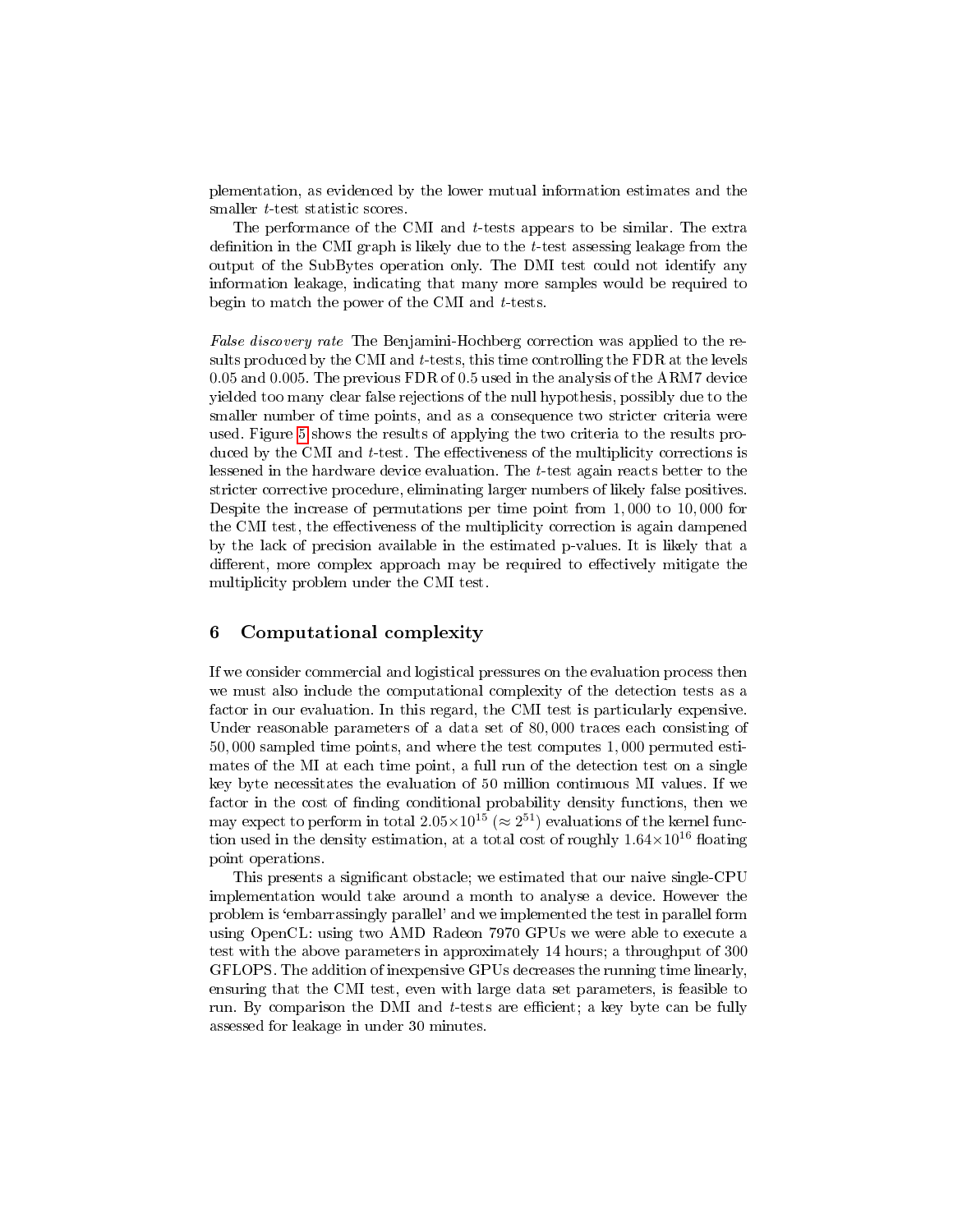plementation, as evidenced by the lower mutual information estimates and the smaller $t$-test statistic scores.

The performance of the CMI and $t$-tests appears to be similar. The extra definition in the CMI graph is likely due to the $t$-test assessing leakage from the output of the SubBytes operation only. The DMI test could not identify any information leakage, indicating that many more samples would be required to begin to match the power of the CMI and $t$-tests.

*False discovery rate* The Benjamini-Hochberg correction was applied to the results produced by the CMI and $t$-tests, this time controlling the FDR at the levels 0.05 and 0.005. The previous FDR of 0.5 used in the analysis of the ARM7 device yielded too many clear false rejections of the null hypothesis, possibly due to the smaller number of time points, and as a consequence two stricter criteria were used. Figure 5 shows the results of applying the two criteria to the results produced by the CMI and $t$-test. The effectiveness of the multiplicity corrections is lessened in the hardware device evaluation. The $t$-test again reacts better to the stricter corrective procedure, eliminating larger numbers of likely false positives. Despite the increase of permutations per time point from 1,000 to 10,000 for the CMI test, the effectiveness of the multiplicity correction is again dampened by the lack of precision available in the estimated p-values. It is likely that a different, more complex approach may be required to effectively mitigate the multiplicity problem under the CMI test.

## 6 Computational complexity

If we consider commercial and logistical pressures on the evaluation process then we must also include the computational complexity of the detection tests as a factor in our evaluation. In this regard, the CMI test is particularly expensive. Under reasonable parameters of a data set of 80,000 traces each consisting of 50,000 sampled time points, and where the test computes 1,000 permuted estimates of the MI at each time point, a full run of the detection test on a single key byte necessitates the evaluation of 50 million continuous MI values. If we factor in the cost of finding conditional probability density functions, then we may expect to perform in total $2.05 \times 10^{15}$ ($\approx 2^{51}$) evaluations of the kernel function used in the density estimation, at a total cost of roughly $1.64 \times 10^{16}$ floating point operations.

This presents a significant obstacle; we estimated that our naive single-CPU implementation would take around a month to analyse a device. However the problem is 'embarrassingly parallel' and we implemented the test in parallel form using OpenCL: using two AMD Radeon 7970 GPUs we were able to execute a test with the above parameters in approximately 14 hours; a throughput of 300 GFLOPS. The addition of inexpensive GPUs decreases the running time linearly, ensuring that the CMI test, even with large data set parameters, is feasible to run. By comparison the DMI and $t$-tests are efficient; a key byte can be fully assessed for leakage in under 30 minutes.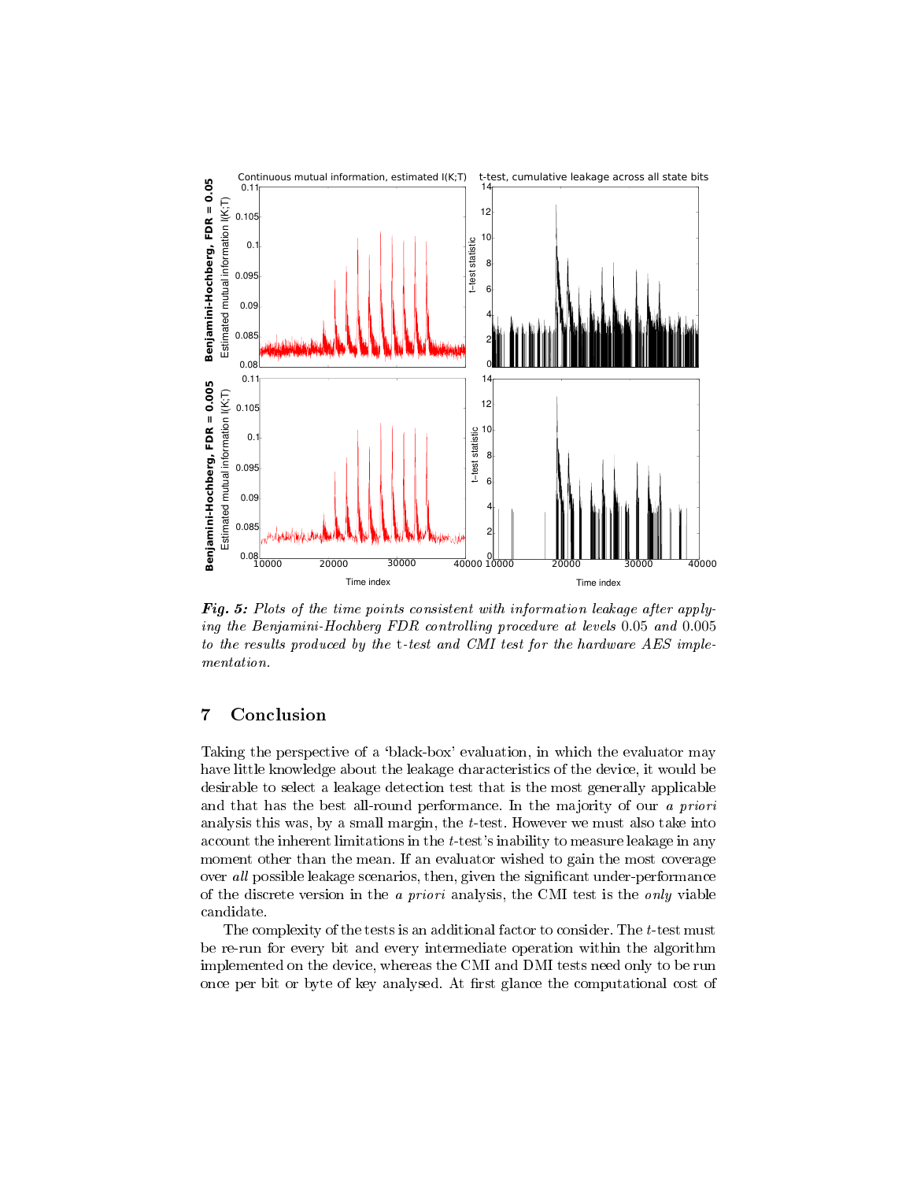***Fig. 5:*** *Plots of the time points consistent with information leakage after applying the Benjamini-Hochberg FDR controlling procedure at levels* 0.05 *and* 0.005 *to the results produced by the* t*-test and CMI test for the hardware AES implementation.*

## 7 Conclusion

Taking the perspective of a 'black-box' evaluation, in which the evaluator may have little knowledge about the leakage characteristics of the device, it would be desirable to select a leakage detection test that is the most generally applicable and that has the best all-round performance. In the majority of our *a priori* analysis this was, by a small margin, the $t$-test. However we must also take into account the inherent limitations in the $t$-test's inability to measure leakage in any moment other than the mean. If an evaluator wished to gain the most coverage over *all* possible leakage scenarios, then, given the significant under-performance of the discrete version in the *a priori* analysis, the CMI test is the *only* viable candidate.

The complexity of the tests is an additional factor to consider. The $t$-test must be re-run for every bit and every intermediate operation within the algorithm implemented on the device, whereas the CMI and DMI tests need only to be run once per bit or byte of key analysed. At first glance the computational cost of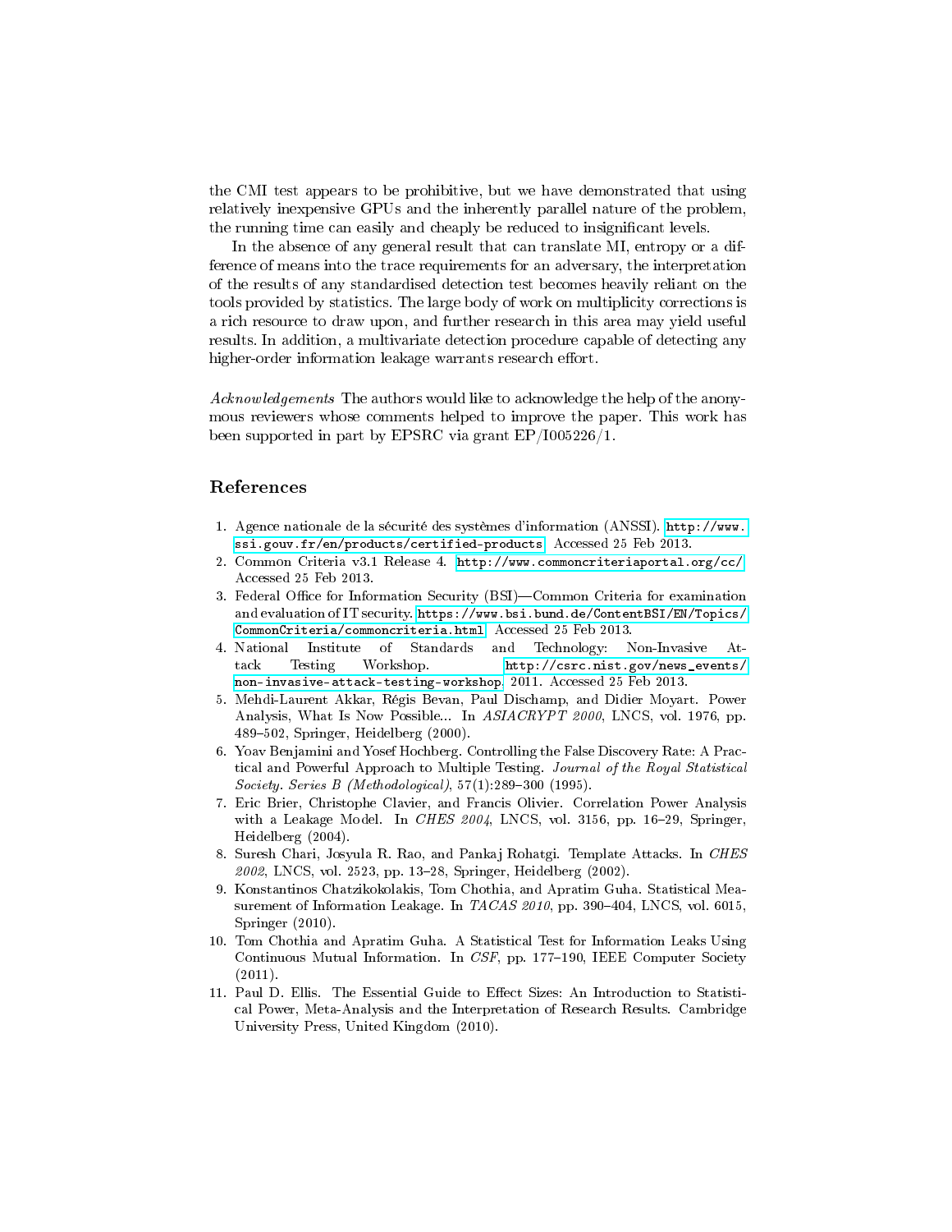the CMI test appears to be prohibitive, but we have demonstrated that using relatively inexpensive GPUs and the inherently parallel nature of the problem, the running time can easily and cheaply be reduced to insignificant levels.

In the absence of any general result that can translate MI, entropy or a difference of means into the trace requirements for an adversary, the interpretation of the results of any standardised detection test becomes heavily reliant on the tools provided by statistics. The large body of work on multiplicity corrections is a rich resource to draw upon, and further research in this area may yield useful results. In addition, a multivariate detection procedure capable of detecting any higher-order information leakage warrants research effort.

*Acknowledgements* The authors would like to acknowledge the help of the anonymous reviewers whose comments helped to improve the paper. This work has been supported in part by EPSRC via grant EP/I005226/1.

## References

1. Agence nationale de la sécurité des systèmes d'information (ANSSI). http://www.ssi.gouv.fr/en/products/certified-products. Accessed 25 Feb 2013.
2. Common Criteria v3.1 Release 4. http://www.commoncriteriaportal.org/cc/. Accessed 25 Feb 2013.
3. Federal Office for Information Security (BSI)—Common Criteria for examination and evaluation of IT security. https://www.bsi.bund.de/ContentBSI/EN/Topics/CommonCriteria/commoncriteria.html. Accessed 25 Feb 2013.
4. National Institute of Standards and Technology: Non-Invasive Attack Testing Workshop. http://csrc.nist.gov/news_events/non-invasive-attack-testing-workshop, 2011. Accessed 25 Feb 2013.
5. Mehdi-Laurent Akkar, Régis Bevan, Paul Dischamp, and Didier Moyart. Power Analysis, What Is Now Possible... In *ASIACRYPT 2000*, LNCS, vol. 1976, pp. 489–502, Springer, Heidelberg (2000).
6. Yoav Benjamini and Yosef Hochberg. Controlling the False Discovery Rate: A Practical and Powerful Approach to Multiple Testing. *Journal of the Royal Statistical Society. Series B (Methodological)*, 57(1):289–300 (1995).
7. Eric Brier, Christophe Clavier, and Francis Olivier. Correlation Power Analysis with a Leakage Model. In *CHES 2004*, LNCS, vol. 3156, pp. 16–29, Springer, Heidelberg (2004).
8. Suresh Chari, Josyula R. Rao, and Pankaj Rohatgi. Template Attacks. In *CHES 2002*, LNCS, vol. 2523, pp. 13–28, Springer, Heidelberg (2002).
9. Konstantinos Chatzikokolakis, Tom Chothia, and Apratim Guha. Statistical Measurement of Information Leakage. In *TACAS 2010*, pp. 390–404, LNCS, vol. 6015, Springer (2010).
10. Tom Chothia and Apratim Guha. A Statistical Test for Information Leaks Using Continuous Mutual Information. In *CSF*, pp. 177–190, IEEE Computer Society (2011).
11. Paul D. Ellis. The Essential Guide to Effect Sizes: An Introduction to Statistical Power, Meta-Analysis and the Interpretation of Research Results. Cambridge University Press, United Kingdom (2010).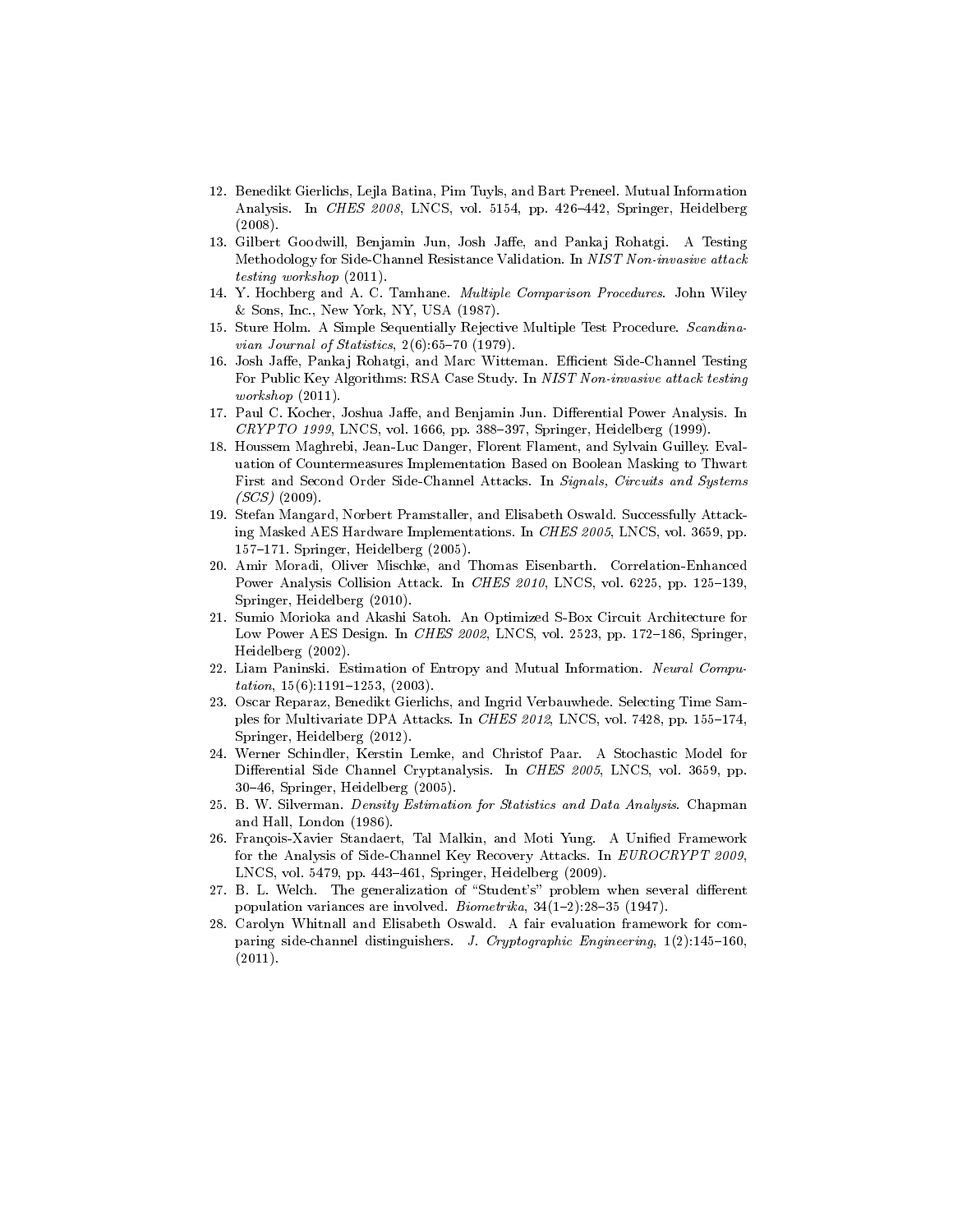12. Benedikt Gierlichs, Lejla Batina, Pim Tuyls, and Bart Preneel. Mutual Information Analysis. In *CHES 2008*, LNCS, vol. 5154, pp. 426–442, Springer, Heidelberg (2008).
13. Gilbert Goodwill, Benjamin Jun, Josh Jaffe, and Pankaj Rohatgi. A Testing Methodology for Side-Channel Resistance Validation. In *NIST Non-invasive attack testing workshop* (2011).
14. Y. Hochberg and A. C. Tamhane. *Multiple Comparison Procedures*. John Wiley & Sons, Inc., New York, NY, USA (1987).
15. Sture Holm. A Simple Sequentially Rejective Multiple Test Procedure. *Scandinavian Journal of Statistics*, 2(6):65–70 (1979).
16. Josh Jaffe, Pankaj Rohatgi, and Marc Witteman. Efficient Side-Channel Testing For Public Key Algorithms: RSA Case Study. In *NIST Non-invasive attack testing workshop* (2011).
17. Paul C. Kocher, Joshua Jaffe, and Benjamin Jun. Differential Power Analysis. In *CRYPTO 1999*, LNCS, vol. 1666, pp. 388–397, Springer, Heidelberg (1999).
18. Houssem Maghrebi, Jean-Luc Danger, Florent Flament, and Sylvain Guilley. Evaluation of Countermeasures Implementation Based on Boolean Masking to Thwart First and Second Order Side-Channel Attacks. In *Signals, Circuits and Systems (SCS)* (2009).
19. Stefan Mangard, Norbert Pramstaller, and Elisabeth Oswald. Successfully Attacking Masked AES Hardware Implementations. In *CHES 2005*, LNCS, vol. 3659, pp. 157–171. Springer, Heidelberg (2005).
20. Amir Moradi, Oliver Mischke, and Thomas Eisenbarth. Correlation-Enhanced Power Analysis Collision Attack. In *CHES 2010*, LNCS, vol. 6225, pp. 125–139, Springer, Heidelberg (2010).
21. Sumio Morioka and Akashi Satoh. An Optimized S-Box Circuit Architecture for Low Power AES Design. In *CHES 2002*, LNCS, vol. 2523, pp. 172–186, Springer, Heidelberg (2002).
22. Liam Paninski. Estimation of Entropy and Mutual Information. *Neural Computation*, 15(6):1191–1253, (2003).
23. Oscar Reparaz, Benedikt Gierlichs, and Ingrid Verbauwhede. Selecting Time Samples for Multivariate DPA Attacks. In *CHES 2012*, LNCS, vol. 7428, pp. 155–174, Springer, Heidelberg (2012).
24. Werner Schindler, Kerstin Lemke, and Christof Paar. A Stochastic Model for Differential Side Channel Cryptanalysis. In *CHES 2005*, LNCS, vol. 3659, pp. 30–46, Springer, Heidelberg (2005).
25. B. W. Silverman. *Density Estimation for Statistics and Data Analysis*. Chapman and Hall, London (1986).
26. François-Xavier Standaert, Tal Malkin, and Moti Yung. A Unified Framework for the Analysis of Side-Channel Key Recovery Attacks. In *EUROCRYPT 2009*, LNCS, vol. 5479, pp. 443–461, Springer, Heidelberg (2009).
27. B. L. Welch. The generalization of "Student's" problem when several different population variances are involved. *Biometrika*, 34(1–2):28–35 (1947).
28. Carolyn Whitnall and Elisabeth Oswald. A fair evaluation framework for comparing side-channel distinguishers. *J. Cryptographic Engineering*, 1(2):145–160, (2011).